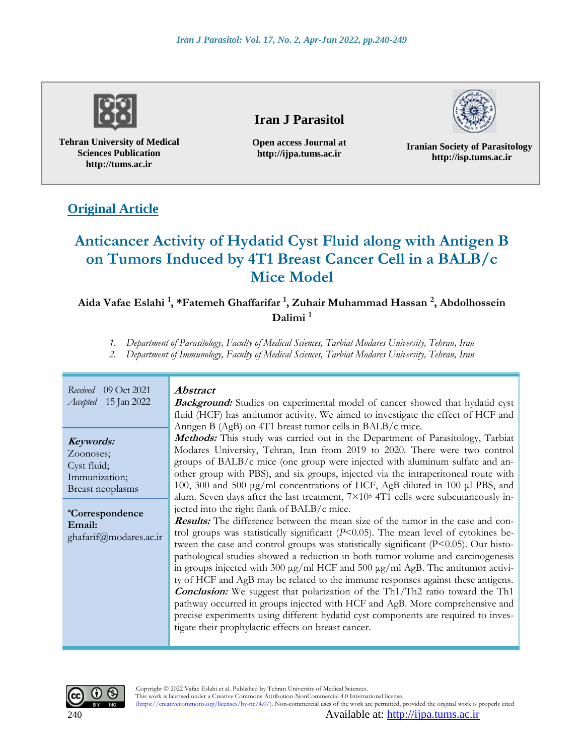Tehran University of Medical Sciences Publication
http://tums.ac.ir

**Iran J Parasitol**

Open access Journal at
http://ijpa.tums.ac.ir

Iranian Society of Parasitology
http://isp.tums.ac.ir

## Original Article

# Anticancer Activity of Hydatid Cyst Fluid along with Antigen B on Tumors Induced by 4T1 Breast Cancer Cell in a BALB/c Mice Model

**Aida Vafae Eslahi [1], *Fatemeh Ghaffarifar [1], Zuhair Muhammad Hassan [2], Abdolhossein Dalimi [1]**

1. *Department of Parasitology, Faculty of Medical Sciences, Tarbiat Modares University, Tehran, Iran*
2. *Department of Immunology, Faculty of Medical Sciences, Tarbiat Modares University, Tehran, Iran*

*Received* 09 Oct 2021
*Accepted* 15 Jan 2022

**Keywords:**
Zoonoses;
Cyst fluid;
Immunization;
Breast neoplasms

***Correspondence Email:**
ghafarif@modares.ac.ir

### Abstract

***Background:*** Studies on experimental model of cancer showed that hydatid cyst fluid (HCF) has antitumor activity. We aimed to investigate the effect of HCF and Antigen B (AgB) on 4T1 breast tumor cells in BALB/c mice.

***Methods:*** This study was carried out in the Department of Parasitology, Tarbiat Modares University, Tehran, Iran from 2019 to 2020. There were two control groups of BALB/c mice (one group were injected with aluminum sulfate and another group with PBS), and six groups, injected via the intraperitoneal route with 100, 300 and 500 µg/ml concentrations of HCF, AgB diluted in 100 µl PBS, and alum. Seven days after the last treatment, $7\times10^5$ 4T1 cells were subcutaneously injected into the right flank of BALB/c mice.

***Results:*** The difference between the mean size of the tumor in the case and control groups was statistically significant ($P<0.05$). The mean level of cytokines between the case and control groups was statistically significant ($P<0.05$). Our histopathological studies showed a reduction in both tumor volume and carcinogenesis in groups injected with 300 µg/ml HCF and 500 µg/ml AgB. The antitumor activity of HCF and AgB may be related to the immune responses against these antigens.

***Conclusion:*** We suggest that polarization of the Th1/Th2 ratio toward the Th1 pathway occurred in groups injected with HCF and AgB. More comprehensive and precise experiments using different hydatid cyst components are required to investigate their prophylactic effects on breast cancer.

Copyright © 2022 Vafae Eslahi et al. Published by Tehran University of Medical Sciences.
This work is licensed under a Creative Commons Attribution-NonCommercial 4.0 International license.
(https://creativecommons.org/licenses/by-nc/4.0/). Non-commercial uses of the work are permitted, provided the original work is properly cited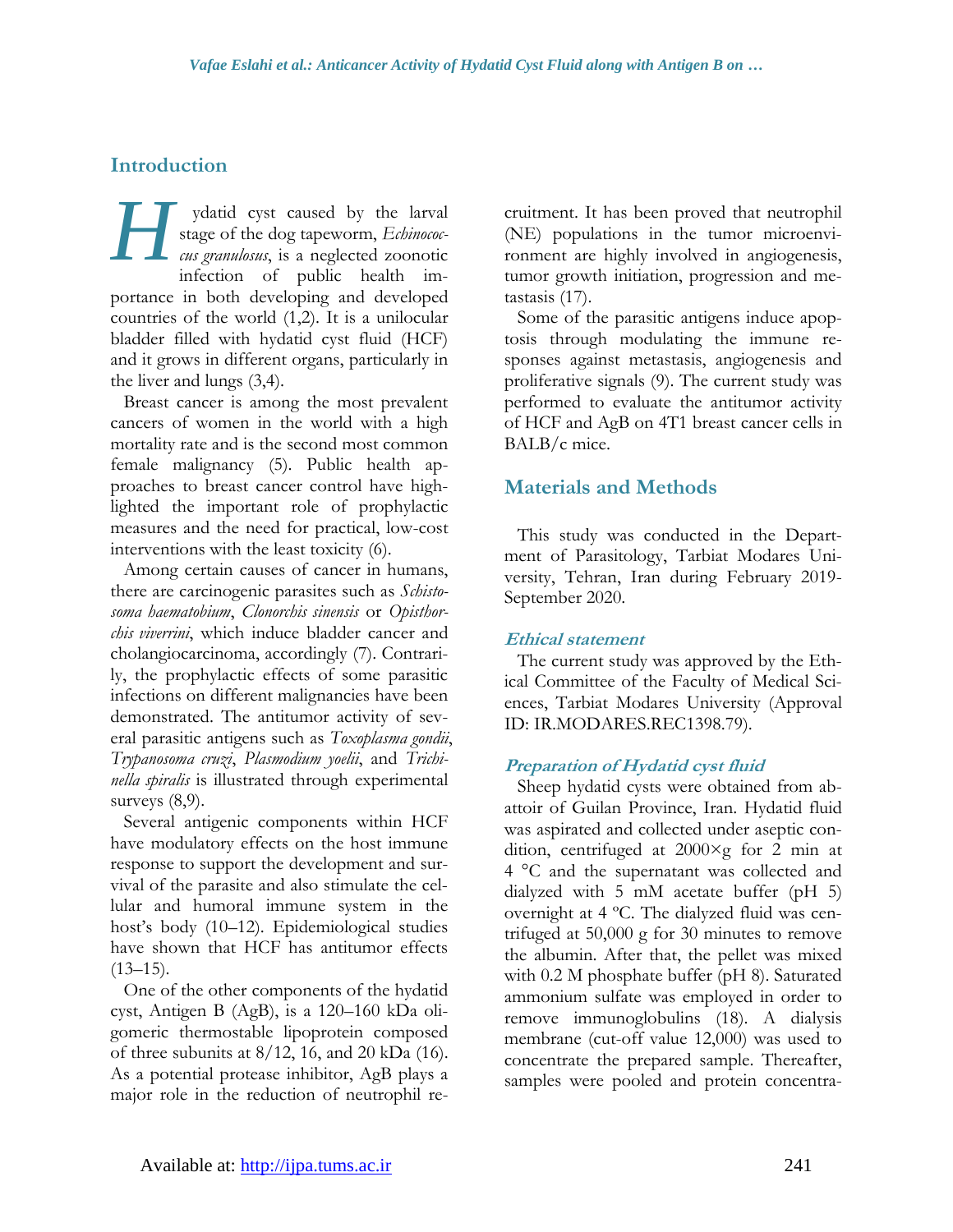## Introduction

Hydatid cyst caused by the larval stage of the dog tapeworm, *Echinococcus granulosus*, is a neglected zoonotic infection of public health importance in both developing and developed countries of the world (1,2). It is a unilocular bladder filled with hydatid cyst fluid (HCF) and it grows in different organs, particularly in the liver and lungs (3,4).

Breast cancer is among the most prevalent cancers of women in the world with a high mortality rate and is the second most common female malignancy (5). Public health approaches to breast cancer control have highlighted the important role of prophylactic measures and the need for practical, low-cost interventions with the least toxicity (6).

Among certain causes of cancer in humans, there are carcinogenic parasites such as *Schistosoma haematobium*, *Clonorchis sinensis* or *Opisthorchis viverrini*, which induce bladder cancer and cholangiocarcinoma, accordingly (7). Contrarily, the prophylactic effects of some parasitic infections on different malignancies have been demonstrated. The antitumor activity of several parasitic antigens such as *Toxoplasma gondii*, *Trypanosoma cruzi*, *Plasmodium yoelii*, and *Trichinella spiralis* is illustrated through experimental surveys (8,9).

Several antigenic components within HCF have modulatory effects on the host immune response to support the development and survival of the parasite and also stimulate the cellular and humoral immune system in the host's body (10–12). Epidemiological studies have shown that HCF has antitumor effects (13–15).

One of the other components of the hydatid cyst, Antigen B (AgB), is a 120–160 kDa oligomeric thermostable lipoprotein composed of three subunits at 8/12, 16, and 20 kDa (16). As a potential protease inhibitor, AgB plays a major role in the reduction of neutrophil recruitment. It has been proved that neutrophil (NE) populations in the tumor microenvironment are highly involved in angiogenesis, tumor growth initiation, progression and metastasis (17).

Some of the parasitic antigens induce apoptosis through modulating the immune responses against metastasis, angiogenesis and proliferative signals (9). The current study was performed to evaluate the antitumor activity of HCF and AgB on 4T1 breast cancer cells in BALB/c mice.

## Materials and Methods

This study was conducted in the Department of Parasitology, Tarbiat Modares University, Tehran, Iran during February 2019-September 2020.

### *Ethical statement*

The current study was approved by the Ethical Committee of the Faculty of Medical Sciences, Tarbiat Modares University (Approval ID: IR.MODARES.REC1398.79).

### *Preparation of Hydatid cyst fluid*

Sheep hydatid cysts were obtained from abattoir of Guilan Province, Iran. Hydatid fluid was aspirated and collected under aseptic condition, centrifuged at 2000×g for 2 min at 4 °C and the supernatant was collected and dialyzed with 5 mM acetate buffer (pH 5) overnight at 4 ºC. The dialyzed fluid was centrifuged at 50,000 g for 30 minutes to remove the albumin. After that, the pellet was mixed with 0.2 M phosphate buffer (pH 8). Saturated ammonium sulfate was employed in order to remove immunoglobulins (18). A dialysis membrane (cut-off value 12,000) was used to concentrate the prepared sample. Thereafter, samples were pooled and protein concentra-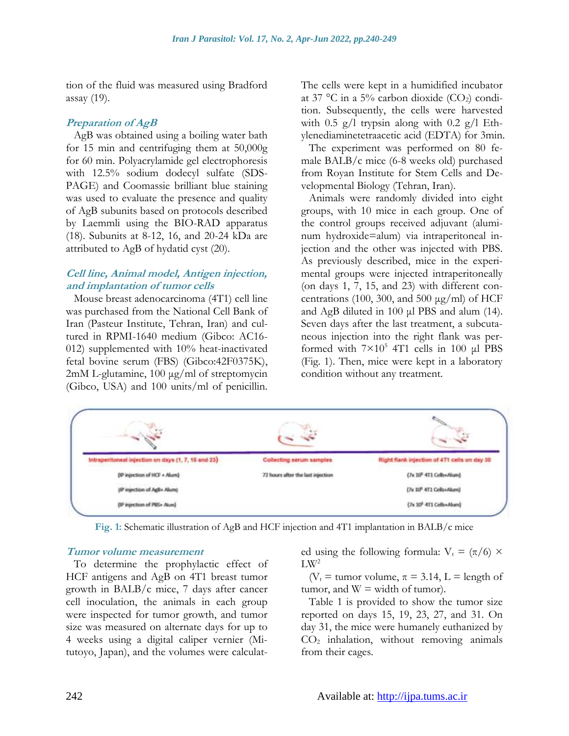tion of the fluid was measured using Bradford assay (19).

### Preparation of AgB

AgB was obtained using a boiling water bath for 15 min and centrifuging them at 50,000g for 60 min. Polyacrylamide gel electrophoresis with 12.5% sodium dodecyl sulfate (SDS-PAGE) and Coomassie brilliant blue staining was used to evaluate the presence and quality of AgB subunits based on protocols described by Laemmli using the BIO-RAD apparatus (18). Subunits at 8-12, 16, and 20-24 kDa are attributed to AgB of hydatid cyst (20).

### Cell line, Animal model, Antigen injection, and implantation of tumor cells

Mouse breast adenocarcinoma (4T1) cell line was purchased from the National Cell Bank of Iran (Pasteur Institute, Tehran, Iran) and cultured in RPMI-1640 medium (Gibco: AC16-012) supplemented with 10% heat-inactivated fetal bovine serum (FBS) (Gibco:42F0375K), 2mM L-glutamine, 100 μg/ml of streptomycin (Gibco, USA) and 100 units/ml of penicillin. The cells were kept in a humidified incubator at 37 °C in a 5% carbon dioxide ($CO_2$) condition. Subsequently, the cells were harvested with 0.5 g/l trypsin along with 0.2 g/l Ethylenediaminetetraacetic acid (EDTA) for 3min.

The experiment was performed on 80 female BALB/c mice (6-8 weeks old) purchased from Royan Institute for Stem Cells and Developmental Biology (Tehran, Iran).

Animals were randomly divided into eight groups, with 10 mice in each group. One of the control groups received adjuvant (aluminum hydroxide=alum) via intraperitoneal injection and the other was injected with PBS. As previously described, mice in the experimental groups were injected intraperitoneally (on days 1, 7, 15, and 23) with different concentrations (100, 300, and 500 μg/ml) of HCF and AgB diluted in 100 μl PBS and alum (14). Seven days after the last treatment, a subcutaneous injection into the right flank was performed with $7\times10^5$ 4T1 cells in 100 μl PBS (Fig. 1). Then, mice were kept in a laboratory condition without any treatment.

| Intraperitoneal injection on days (1, 7, 15 and 23) | Collecting serum samples | Right flank injection of 4T1 cells on day 30 |
|---|---|---|
| (IP injection of HCF + Alum) | 72 hours after the last injection | ($7\times10^5$ 4T1 Cells+Alum) |
| (IP injection of AgB+ Alum) | | ($7\times10^5$ 4T1 Cells+Alum) |
| (IP injection of PBS+ Alum) | | ($7\times10^5$ 4T1 Cells+Alum) |

**Fig. 1:** Schematic illustration of AgB and HCF injection and 4T1 implantation in BALB/c mice

### Tumor volume measurement

To determine the prophylactic effect of HCF antigens and AgB on 4T1 breast tumor growth in BALB/c mice, 7 days after cancer cell inoculation, the animals in each group were inspected for tumor growth, and tumor size was measured on alternate days for up to 4 weeks using a digital caliper vernier (Mitutoyo, Japan), and the volumes were calculated using the following formula: $V_t = (\pi/6) \times LW^2$

($V_t$ = tumor volume, $\pi$ = 3.14, L = length of tumor, and W = width of tumor).

Table 1 is provided to show the tumor size reported on days 15, 19, 23, 27, and 31. On day 31, the mice were humanely euthanized by $CO_2$ inhalation, without removing animals from their cages.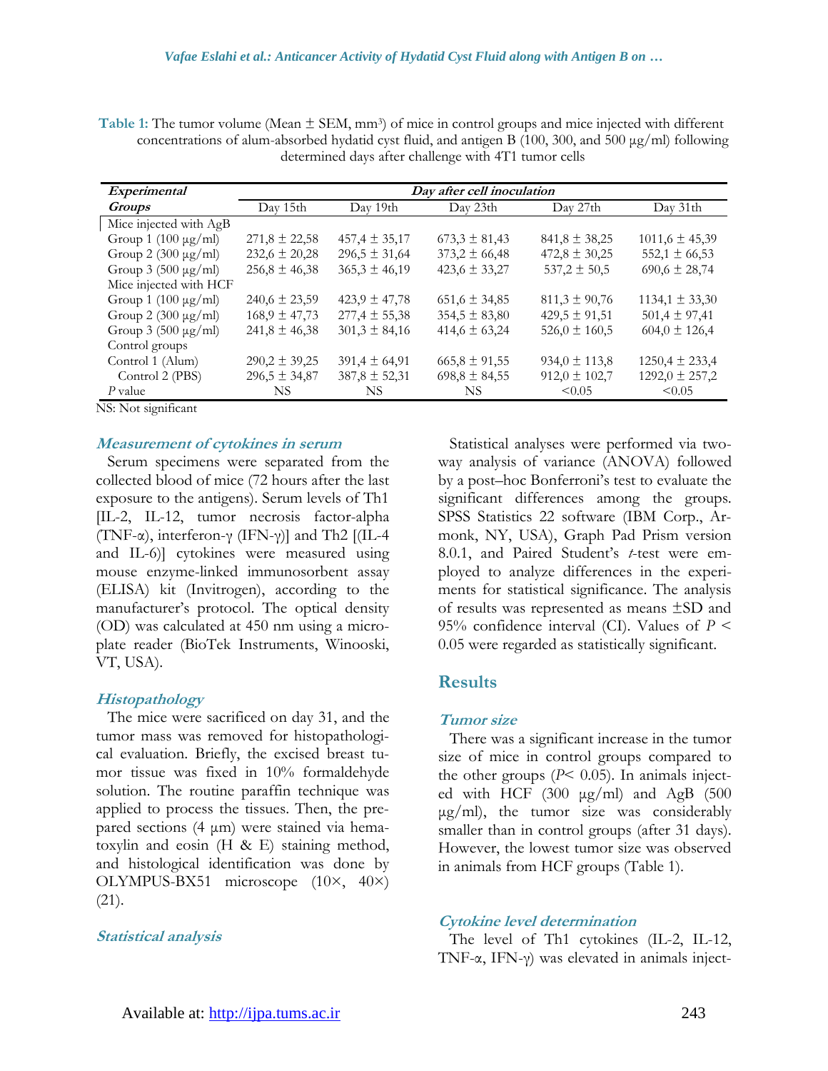**Table 1:** The tumor volume (Mean ± SEM, $mm^3$) of mice in control groups and mice injected with different concentrations of alum-absorbed hydatid cyst fluid, and antigen B (100, 300, and 500 μg/ml) following determined days after challenge with 4T1 tumor cells

| ***Experimental Groups*** | ***Day after cell inoculation*** | | | | |
|---|---|---|---|---|---|
| | Day 15th | Day 19th | Day 23th | Day 27th | Day 31th |
| Mice injected with AgB | | | | | |
| Group 1 (100 μg/ml) | 271,8 ± 22,58 | 457,4 ± 35,17 | 673,3 ± 81,43 | 841,8 ± 38,25 | 1011,6 ± 45,39 |
| Group 2 (300 μg/ml) | 232,6 ± 20,28 | 296,5 ± 31,64 | 373,2 ± 66,48 | 472,8 ± 30,25 | 552,1 ± 66,53 |
| Group 3 (500 μg/ml) | 256,8 ± 46,38 | 365,3 ± 46,19 | 423,6 ± 33,27 | 537,2 ± 50,5 | 690,6 ± 28,74 |
| Mice injected with HCF | | | | | |
| Group 1 (100 μg/ml) | 240,6 ± 23,59 | 423,9 ± 47,78 | 651,6 ± 34,85 | 811,3 ± 90,76 | 1134,1 ± 33,30 |
| Group 2 (300 μg/ml) | 168,9 ± 47,73 | 277,4 ± 55,38 | 354,5 ± 83,80 | 429,5 ± 91,51 | 501,4 ± 97,41 |
| Group 3 (500 μg/ml) | 241,8 ± 46,38 | 301,3 ± 84,16 | 414,6 ± 63,24 | 526,0 ± 160,5 | 604,0 ± 126,4 |
| Control groups | | | | | |
| Control 1 (Alum) | 290,2 ± 39,25 | 391,4 ± 64,91 | 665,8 ± 91,55 | 934,0 ± 113,8 | 1250,4 ± 233,4 |
| Control 2 (PBS) | 296,5 ± 34,87 | 387,8 ± 52,31 | 698,8 ± 84,55 | 912,0 ± 102,7 | 1292,0 ± 257,2 |
| *P* value | NS | NS | NS | <0.05 | <0.05 |

NS: Not significant

### *Measurement of cytokines in serum*

Serum specimens were separated from the collected blood of mice (72 hours after the last exposure to the antigens). Serum levels of Th1 [IL-2, IL-12, tumor necrosis factor-alpha (TNF-α), interferon-γ (IFN-γ)] and Th2 [(IL-4 and IL-6)] cytokines were measured using mouse enzyme-linked immunosorbent assay (ELISA) kit (Invitrogen), according to the manufacturer's protocol. The optical density (OD) was calculated at 450 nm using a microplate reader (BioTek Instruments, Winooski, VT, USA).

### *Histopathology*

The mice were sacrificed on day 31, and the tumor mass was removed for histopathological evaluation. Briefly, the excised breast tumor tissue was fixed in 10% formaldehyde solution. The routine paraffin technique was applied to process the tissues. Then, the prepared sections (4 μm) were stained via hematoxylin and eosin (H & E) staining method, and histological identification was done by OLYMPUS-BX51 microscope (10×, 40×) (21).

### *Statistical analysis*

Statistical analyses were performed via two-way analysis of variance (ANOVA) followed by a post–hoc Bonferroni's test to evaluate the significant differences among the groups. SPSS Statistics 22 software (IBM Corp., Armonk, NY, USA), Graph Pad Prism version 8.0.1, and Paired Student's *t*-test were employed to analyze differences in the experiments for statistical significance. The analysis of results was represented as means ±SD and 95% confidence interval (CI). Values of $P < 0.05$ were regarded as statistically significant.

## Results

### *Tumor size*

There was a significant increase in the tumor size of mice in control groups compared to the other groups ($P < 0.05$). In animals injected with HCF (300 μg/ml) and AgB (500 μg/ml), the tumor size was considerably smaller than in control groups (after 31 days). However, the lowest tumor size was observed in animals from HCF groups (Table 1).

### *Cytokine level determination*

The level of Th1 cytokines (IL-2, IL-12, TNF-α, IFN-γ) was elevated in animals inject-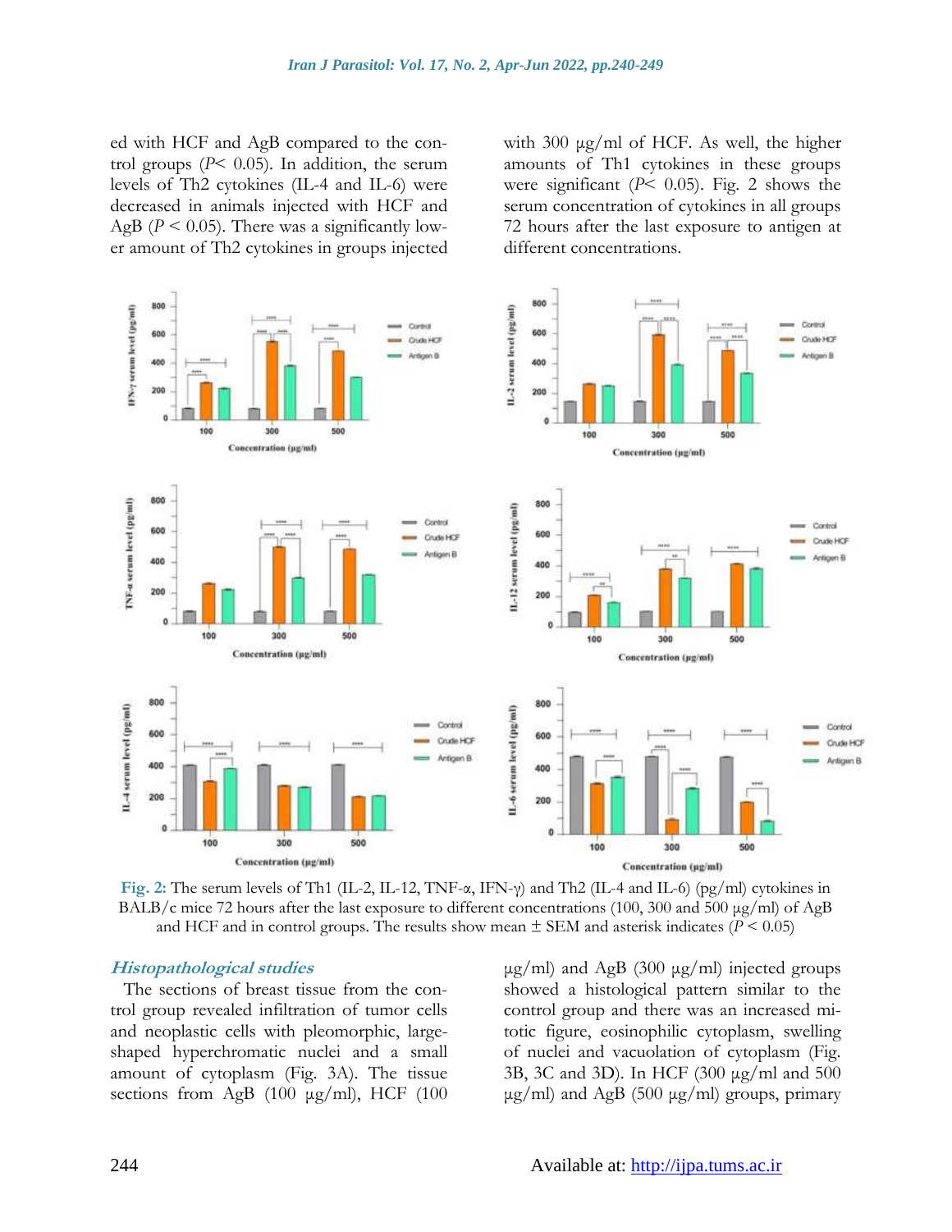ed with HCF and AgB compared to the control groups ($P< 0.05$). In addition, the serum levels of Th2 cytokines (IL-4 and IL-6) were decreased in animals injected with HCF and AgB ($P < 0.05$). There was a significantly lower amount of Th2 cytokines in groups injected with 300 µg/ml of HCF. As well, the higher amounts of Th1 cytokines in these groups were significant ($P< 0.05$). Fig. 2 shows the serum concentration of cytokines in all groups 72 hours after the last exposure to antigen at different concentrations.

**Fig. 2:** The serum levels of Th1 (IL-2, IL-12, TNF-α, IFN-γ) and Th2 (IL-4 and IL-6) (pg/ml) cytokines in BALB/c mice 72 hours after the last exposure to different concentrations (100, 300 and 500 µg/ml) of AgB and HCF and in control groups. The results show mean ± SEM and asterisk indicates ($P < 0.05$)

### *Histopathological studies*

The sections of breast tissue from the control group revealed infiltration of tumor cells and neoplastic cells with pleomorphic, large-shaped hyperchromatic nuclei and a small amount of cytoplasm (Fig. 3A). The tissue sections from AgB (100 µg/ml), HCF (100 µg/ml) and AgB (300 µg/ml) injected groups showed a histological pattern similar to the control group and there was an increased mitotic figure, eosinophilic cytoplasm, swelling of nuclei and vacuolation of cytoplasm (Fig. 3B, 3C and 3D). In HCF (300 µg/ml and 500 µg/ml) and AgB (500 µg/ml) groups, primary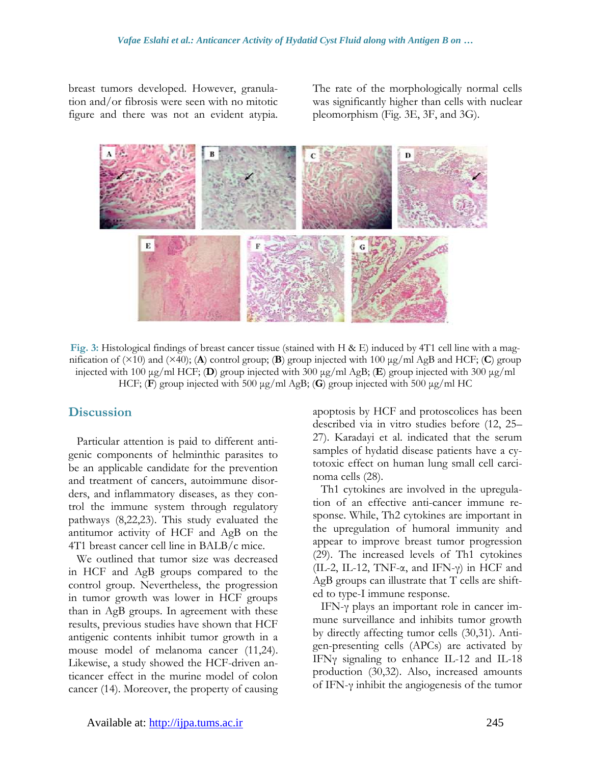breast tumors developed. However, granulation and/or fibrosis were seen with no mitotic figure and there was not an evident atypia. The rate of the morphologically normal cells was significantly higher than cells with nuclear pleomorphism (Fig. 3E, 3F, and 3G).

**Fig. 3:** Histological findings of breast cancer tissue (stained with H & E) induced by 4T1 cell line with a magnification of (×10) and (×40); (**A**) control group; (**B**) group injected with 100 µg/ml AgB and HCF; (**C**) group injected with 100 µg/ml HCF; (**D**) group injected with 300 µg/ml AgB; (**E**) group injected with 300 µg/ml HCF; (**F**) group injected with 500 µg/ml AgB; (**G**) group injected with 500 µg/ml HC

## Discussion

Particular attention is paid to different antigenic components of helminthic parasites to be an applicable candidate for the prevention and treatment of cancers, autoimmune disorders, and inflammatory diseases, as they control the immune system through regulatory pathways (8,22,23). This study evaluated the antitumor activity of HCF and AgB on the 4T1 breast cancer cell line in BALB/c mice.

We outlined that tumor size was decreased in HCF and AgB groups compared to the control group. Nevertheless, the progression in tumor growth was lower in HCF groups than in AgB groups. In agreement with these results, previous studies have shown that HCF antigenic contents inhibit tumor growth in a mouse model of melanoma cancer (11,24). Likewise, a study showed the HCF-driven anticancer effect in the murine model of colon cancer (14). Moreover, the property of causing apoptosis by HCF and protoscolices has been described via in vitro studies before (12, 25–27). Karadayi et al. indicated that the serum samples of hydatid disease patients have a cytotoxic effect on human lung small cell carcinoma cells (28).

Th1 cytokines are involved in the upregulation of an effective anti-cancer immune response. While, Th2 cytokines are important in the upregulation of humoral immunity and appear to improve breast tumor progression (29). The increased levels of Th1 cytokines (IL-2, IL-12, TNF-α, and IFN-γ) in HCF and AgB groups can illustrate that T cells are shifted to type-I immune response.

IFN-γ plays an important role in cancer immune surveillance and inhibits tumor growth by directly affecting tumor cells (30,31). Antigen-presenting cells (APCs) are activated by IFNγ signaling to enhance IL-12 and IL-18 production (30,32). Also, increased amounts of IFN-γ inhibit the angiogenesis of the tumor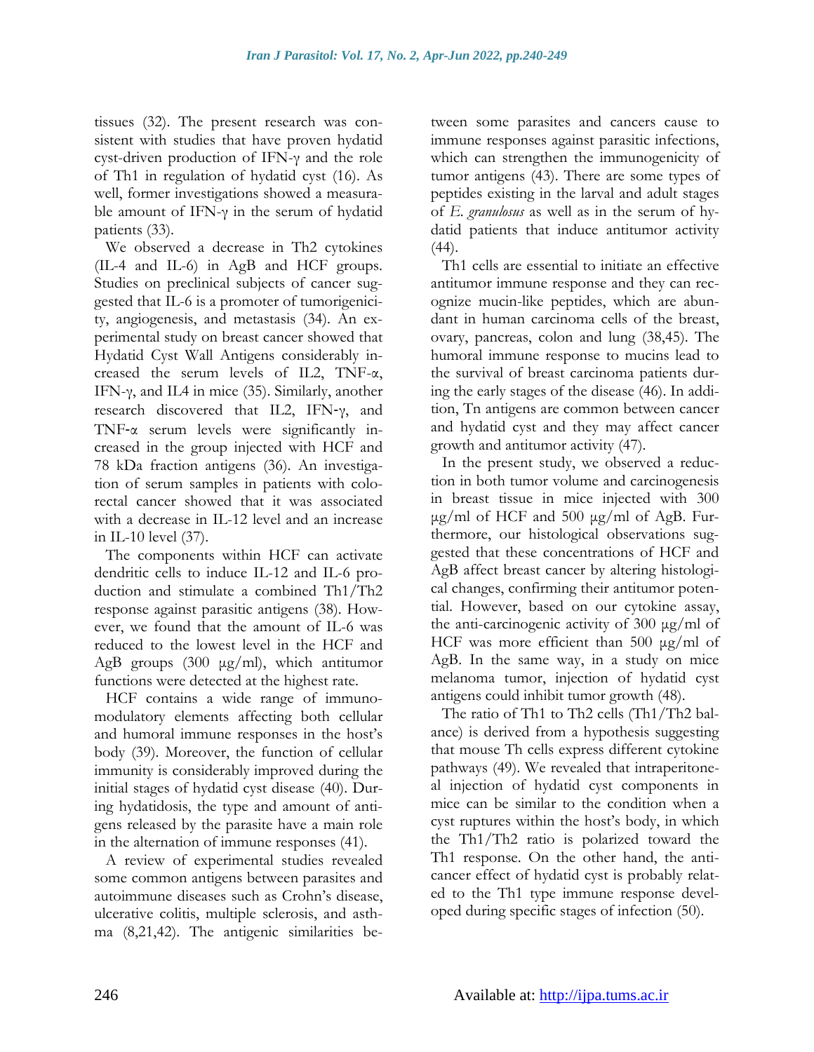tissues (32). The present research was consistent with studies that have proven hydatid cyst-driven production of IFN-γ and the role of Th1 in regulation of hydatid cyst (16). As well, former investigations showed a measurable amount of IFN-γ in the serum of hydatid patients (33).

We observed a decrease in Th2 cytokines (IL-4 and IL-6) in AgB and HCF groups. Studies on preclinical subjects of cancer suggested that IL-6 is a promoter of tumorigenicity, angiogenesis, and metastasis (34). An experimental study on breast cancer showed that Hydatid Cyst Wall Antigens considerably increased the serum levels of IL2, TNF-α, IFN-γ, and IL4 in mice (35). Similarly, another research discovered that IL2, IFN-γ, and TNF-α serum levels were significantly increased in the group injected with HCF and 78 kDa fraction antigens (36). An investigation of serum samples in patients with colorectal cancer showed that it was associated with a decrease in IL-12 level and an increase in IL-10 level (37).

The components within HCF can activate dendritic cells to induce IL-12 and IL-6 production and stimulate a combined Th1/Th2 response against parasitic antigens (38). However, we found that the amount of IL-6 was reduced to the lowest level in the HCF and AgB groups (300 μg/ml), which antitumor functions were detected at the highest rate.

HCF contains a wide range of immunomodulatory elements affecting both cellular and humoral immune responses in the host's body (39). Moreover, the function of cellular immunity is considerably improved during the initial stages of hydatid cyst disease (40). During hydatidosis, the type and amount of antigens released by the parasite have a main role in the alternation of immune responses (41).

A review of experimental studies revealed some common antigens between parasites and autoimmune diseases such as Crohn's disease, ulcerative colitis, multiple sclerosis, and asthma (8,21,42). The antigenic similarities between some parasites and cancers cause to immune responses against parasitic infections, which can strengthen the immunogenicity of tumor antigens (43). There are some types of peptides existing in the larval and adult stages of *E. granulosus* as well as in the serum of hydatid patients that induce antitumor activity (44).

Th1 cells are essential to initiate an effective antitumor immune response and they can recognize mucin-like peptides, which are abundant in human carcinoma cells of the breast, ovary, pancreas, colon and lung (38,45). The humoral immune response to mucins lead to the survival of breast carcinoma patients during the early stages of the disease (46). In addition, Tn antigens are common between cancer and hydatid cyst and they may affect cancer growth and antitumor activity (47).

In the present study, we observed a reduction in both tumor volume and carcinogenesis in breast tissue in mice injected with 300 μg/ml of HCF and 500 μg/ml of AgB. Furthermore, our histological observations suggested that these concentrations of HCF and AgB affect breast cancer by altering histological changes, confirming their antitumor potential. However, based on our cytokine assay, the anti-carcinogenic activity of 300 μg/ml of HCF was more efficient than 500 μg/ml of AgB. In the same way, in a study on mice melanoma tumor, injection of hydatid cyst antigens could inhibit tumor growth (48).

The ratio of Th1 to Th2 cells (Th1/Th2 balance) is derived from a hypothesis suggesting that mouse Th cells express different cytokine pathways (49). We revealed that intraperitoneal injection of hydatid cyst components in mice can be similar to the condition when a cyst ruptures within the host's body, in which the Th1/Th2 ratio is polarized toward the Th1 response. On the other hand, the anticancer effect of hydatid cyst is probably related to the Th1 type immune response developed during specific stages of infection (50).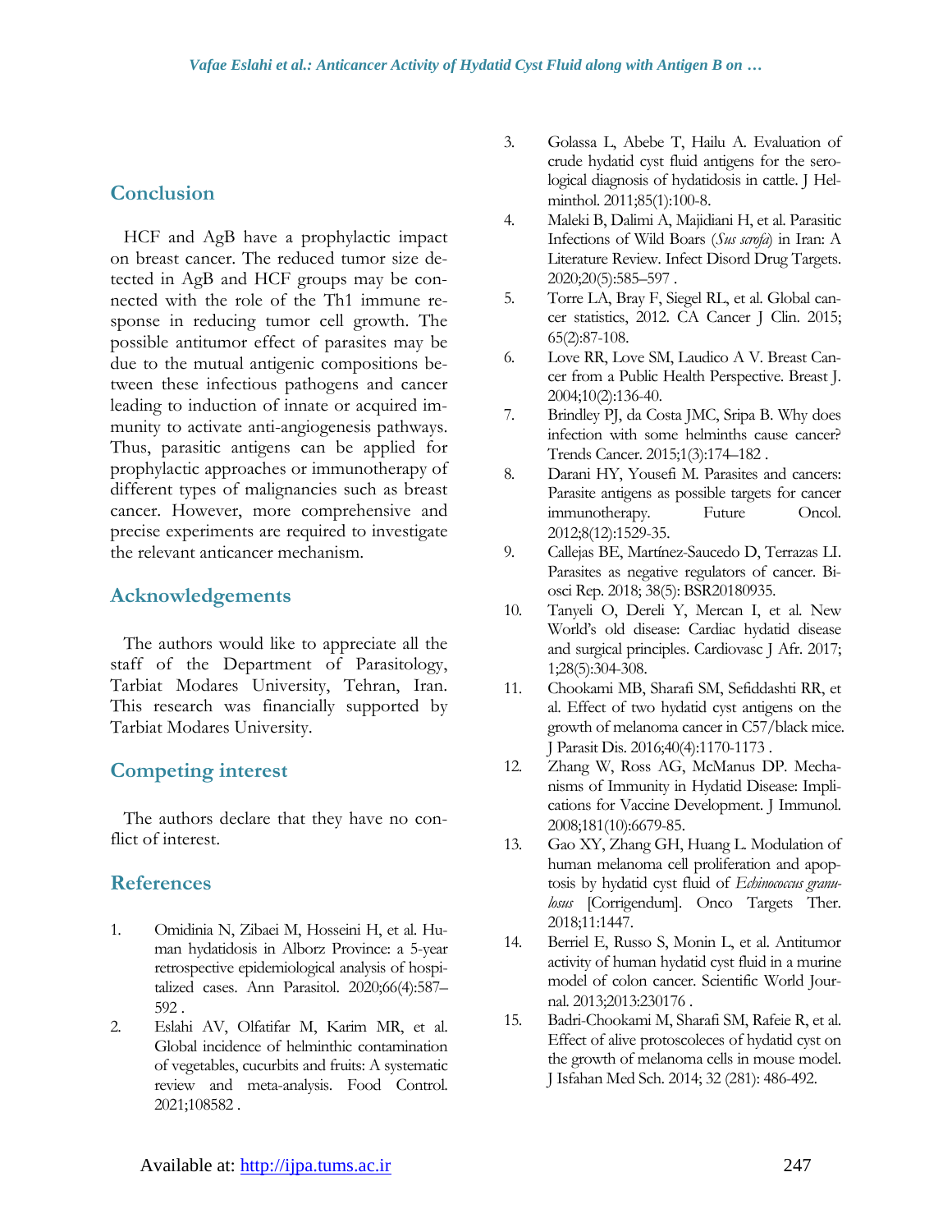## Conclusion

HCF and AgB have a prophylactic impact on breast cancer. The reduced tumor size detected in AgB and HCF groups may be connected with the role of the Th1 immune response in reducing tumor cell growth. The possible antitumor effect of parasites may be due to the mutual antigenic compositions between these infectious pathogens and cancer leading to induction of innate or acquired immunity to activate anti-angiogenesis pathways. Thus, parasitic antigens can be applied for prophylactic approaches or immunotherapy of different types of malignancies such as breast cancer. However, more comprehensive and precise experiments are required to investigate the relevant anticancer mechanism.

## Acknowledgements

The authors would like to appreciate all the staff of the Department of Parasitology, Tarbiat Modares University, Tehran, Iran. This research was financially supported by Tarbiat Modares University.

## Competing interest

The authors declare that they have no conflict of interest.

## References

1. Omidinia N, Zibaei M, Hosseini H, et al. Human hydatidosis in Alborz Province: a 5-year retrospective epidemiological analysis of hospitalized cases. Ann Parasitol. 2020;66(4):587–592 .
2. Eslahi AV, Olfatifar M, Karim MR, et al. Global incidence of helminthic contamination of vegetables, cucurbits and fruits: A systematic review and meta-analysis. Food Control. 2021;108582 .
3. Golassa L, Abebe T, Hailu A. Evaluation of crude hydatid cyst fluid antigens for the serological diagnosis of hydatidosis in cattle. J Helminthol. 2011;85(1):100-8.
4. Maleki B, Dalimi A, Majidiani H, et al. Parasitic Infections of Wild Boars (*Sus scrofa*) in Iran: A Literature Review. Infect Disord Drug Targets. 2020;20(5):585–597 .
5. Torre LA, Bray F, Siegel RL, et al. Global cancer statistics, 2012. CA Cancer J Clin. 2015; 65(2):87-108.
6. Love RR, Love SM, Laudico A V. Breast Cancer from a Public Health Perspective. Breast J. 2004;10(2):136-40.
7. Brindley PJ, da Costa JMC, Sripa B. Why does infection with some helminths cause cancer? Trends Cancer. 2015;1(3):174–182 .
8. Darani HY, Yousefi M. Parasites and cancers: Parasite antigens as possible targets for cancer immunotherapy. Future Oncol. 2012;8(12):1529-35.
9. Callejas BE, Martínez-Saucedo D, Terrazas LI. Parasites as negative regulators of cancer. Biosci Rep. 2018; 38(5): BSR20180935.
10. Tanyeli O, Dereli Y, Mercan I, et al. New World's old disease: Cardiac hydatid disease and surgical principles. Cardiovasc J Afr. 2017; 1;28(5):304-308.
11. Chookami MB, Sharafi SM, Sefiddashti RR, et al. Effect of two hydatid cyst antigens on the growth of melanoma cancer in C57/black mice. J Parasit Dis. 2016;40(4):1170-1173 .
12. Zhang W, Ross AG, McManus DP. Mechanisms of Immunity in Hydatid Disease: Implications for Vaccine Development. J Immunol. 2008;181(10):6679-85.
13. Gao XY, Zhang GH, Huang L. Modulation of human melanoma cell proliferation and apoptosis by hydatid cyst fluid of *Echinococcus granulosus* [Corrigendum]. Onco Targets Ther. 2018;11:1447.
14. Berriel E, Russo S, Monin L, et al. Antitumor activity of human hydatid cyst fluid in a murine model of colon cancer. Scientific World Journal. 2013;2013:230176 .
15. Badri-Chookami M, Sharafi SM, Rafeie R, et al. Effect of alive protoscoleces of hydatid cyst on the growth of melanoma cells in mouse model. J Isfahan Med Sch. 2014; 32 (281): 486-492.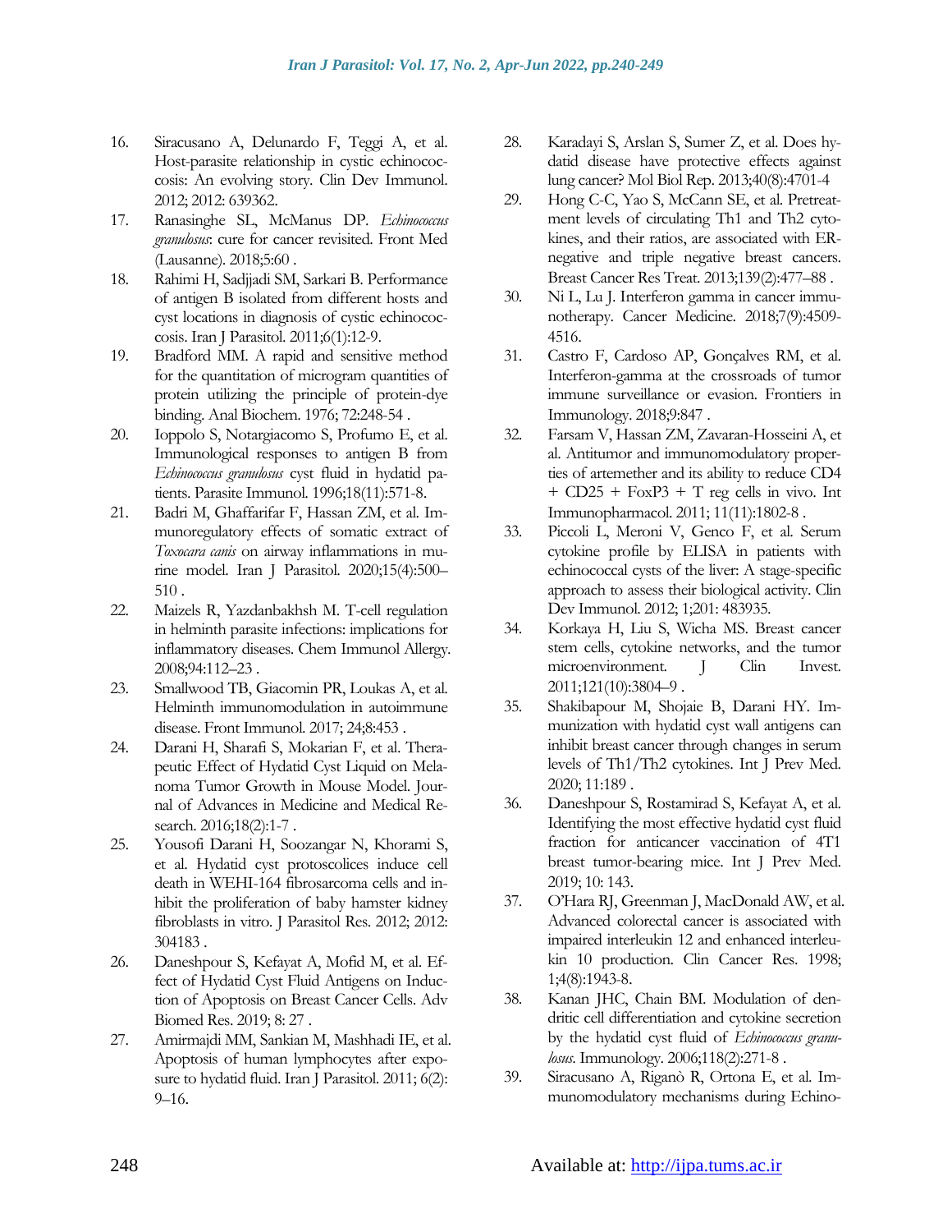16. Siracusano A, Delunardo F, Teggi A, et al. Host-parasite relationship in cystic echinococcosis: An evolving story. Clin Dev Immunol. 2012; 2012: 639362.
17. Ranasinghe SL, McManus DP. *Echinococcus granulosus*: cure for cancer revisited. Front Med (Lausanne). 2018;5:60 .
18. Rahimi H, Sadjjadi SM, Sarkari B. Performance of antigen B isolated from different hosts and cyst locations in diagnosis of cystic echinococcosis. Iran J Parasitol. 2011;6(1):12-9.
19. Bradford MM. A rapid and sensitive method for the quantitation of microgram quantities of protein utilizing the principle of protein-dye binding. Anal Biochem. 1976; 72:248-54 .
20. Ioppolo S, Notargiacomo S, Profumo E, et al. Immunological responses to antigen B from *Echinococcus granulosus* cyst fluid in hydatid patients. Parasite Immunol. 1996;18(11):571-8.
21. Badri M, Ghaffarifar F, Hassan ZM, et al. Immunoregulatory effects of somatic extract of *Toxocara canis* on airway inflammations in murine model. Iran J Parasitol. 2020;15(4):500–510 .
22. Maizels R, Yazdanbakhsh M. T-cell regulation in helminth parasite infections: implications for inflammatory diseases. Chem Immunol Allergy. 2008;94:112–23 .
23. Smallwood TB, Giacomin PR, Loukas A, et al. Helminth immunomodulation in autoimmune disease. Front Immunol. 2017; 24;8:453 .
24. Darani H, Sharafi S, Mokarian F, et al. Therapeutic Effect of Hydatid Cyst Liquid on Melanoma Tumor Growth in Mouse Model. Journal of Advances in Medicine and Medical Research. 2016;18(2):1-7 .
25. Yousofi Darani H, Soozangar N, Khorami S, et al. Hydatid cyst protoscolices induce cell death in WEHI-164 fibrosarcoma cells and inhibit the proliferation of baby hamster kidney fibroblasts in vitro. J Parasitol Res. 2012; 2012: 304183 .
26. Daneshpour S, Kefayat A, Mofid M, et al. Effect of Hydatid Cyst Fluid Antigens on Induction of Apoptosis on Breast Cancer Cells. Adv Biomed Res. 2019; 8: 27 .
27. Amirmajdi MM, Sankian M, Mashhadi IE, et al. Apoptosis of human lymphocytes after exposure to hydatid fluid. Iran J Parasitol. 2011; 6(2): 9–16.
28. Karadayi S, Arslan S, Sumer Z, et al. Does hydatid disease have protective effects against lung cancer? Mol Biol Rep. 2013;40(8):4701-4
29. Hong C-C, Yao S, McCann SE, et al. Pretreatment levels of circulating Th1 and Th2 cytokines, and their ratios, are associated with ER-negative and triple negative breast cancers. Breast Cancer Res Treat. 2013;139(2):477–88 .
30. Ni L, Lu J. Interferon gamma in cancer immunotherapy. Cancer Medicine. 2018;7(9):4509-4516.
31. Castro F, Cardoso AP, Gonçalves RM, et al. Interferon-gamma at the crossroads of tumor immune surveillance or evasion. Frontiers in Immunology. 2018;9:847 .
32. Farsam V, Hassan ZM, Zavaran-Hosseini A, et al. Antitumor and immunomodulatory properties of artemether and its ability to reduce CD4 + CD25 + FoxP3 + T reg cells in vivo. Int Immunopharmacol. 2011; 11(11):1802-8 .
33. Piccoli L, Meroni V, Genco F, et al. Serum cytokine profile by ELISA in patients with echinococcal cysts of the liver: A stage-specific approach to assess their biological activity. Clin Dev Immunol. 2012; 1;201: 483935.
34. Korkaya H, Liu S, Wicha MS. Breast cancer stem cells, cytokine networks, and the tumor microenvironment. J Clin Invest. 2011;121(10):3804–9 .
35. Shakibapour M, Shojaie B, Darani HY. Immunization with hydatid cyst wall antigens can inhibit breast cancer through changes in serum levels of Th1/Th2 cytokines. Int J Prev Med. 2020; 11:189 .
36. Daneshpour S, Rostamirad S, Kefayat A, et al. Identifying the most effective hydatid cyst fluid fraction for anticancer vaccination of 4T1 breast tumor-bearing mice. Int J Prev Med. 2019; 10: 143.
37. O'Hara RJ, Greenman J, MacDonald AW, et al. Advanced colorectal cancer is associated with impaired interleukin 12 and enhanced interleukin 10 production. Clin Cancer Res. 1998; 1;4(8):1943-8.
38. Kanan JHC, Chain BM. Modulation of dendritic cell differentiation and cytokine secretion by the hydatid cyst fluid of *Echinococcus granulosus*. Immunology. 2006;118(2):271-8 .
39. Siracusano A, Riganò R, Ortona E, et al. Immunomodulatory mechanisms during Echino-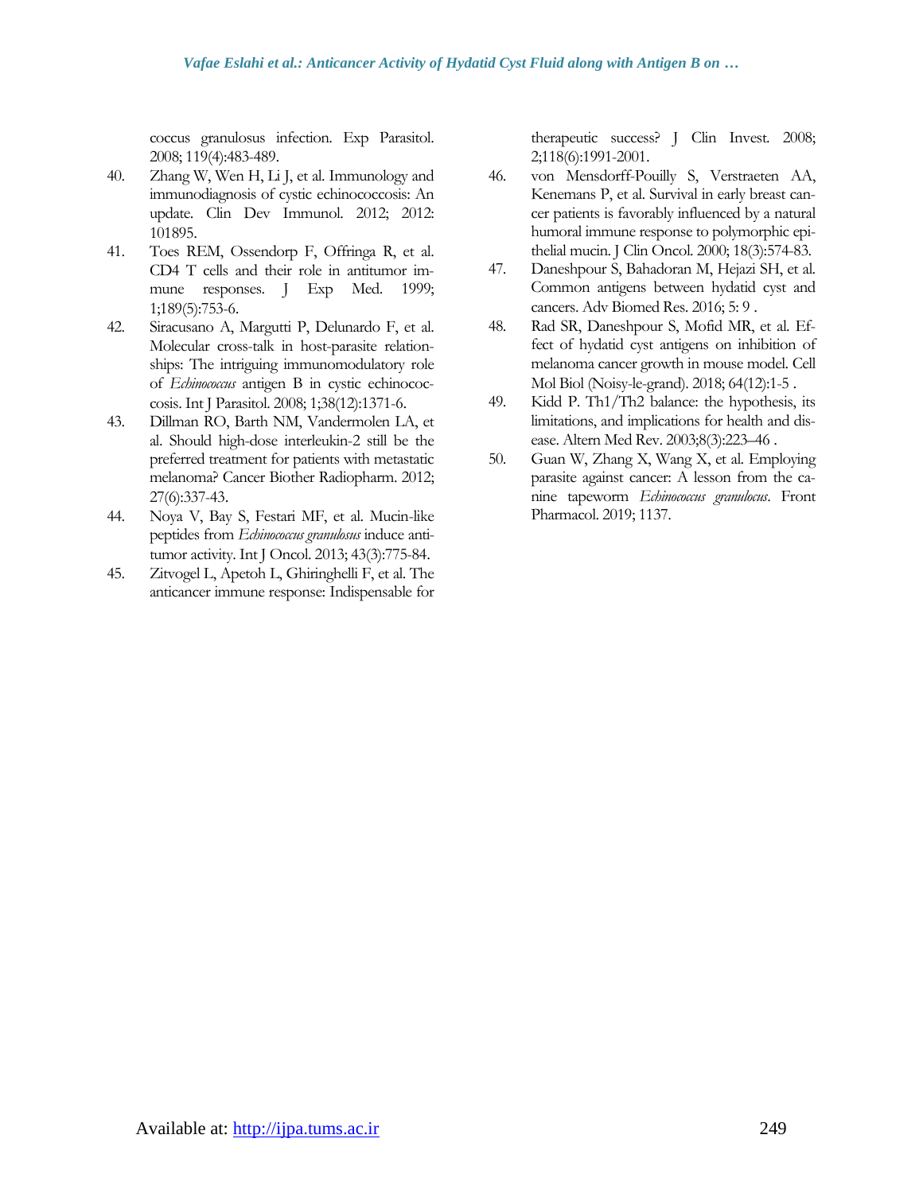coccus granulosus infection. Exp Parasitol. 2008; 119(4):483-489.

40. Zhang W, Wen H, Li J, et al. Immunology and immunodiagnosis of cystic echinococcosis: An update. Clin Dev Immunol. 2012; 2012: 101895.
41. Toes REM, Ossendorp F, Offringa R, et al. CD4 T cells and their role in antitumor immune responses. J Exp Med. 1999; 1;189(5):753-6.
42. Siracusano A, Margutti P, Delunardo F, et al. Molecular cross-talk in host-parasite relationships: The intriguing immunomodulatory role of *Echinococcus* antigen B in cystic echinococcosis. Int J Parasitol. 2008; 1;38(12):1371-6.
43. Dillman RO, Barth NM, Vandermolen LA, et al. Should high-dose interleukin-2 still be the preferred treatment for patients with metastatic melanoma? Cancer Biother Radiopharm. 2012; 27(6):337-43.
44. Noya V, Bay S, Festari MF, et al. Mucin-like peptides from *Echinococcus granulosus* induce antitumor activity. Int J Oncol. 2013; 43(3):775-84.
45. Zitvogel L, Apetoh L, Ghiringhelli F, et al. The anticancer immune response: Indispensable for therapeutic success? J Clin Invest. 2008; 2;118(6):1991-2001.
46. von Mensdorff-Pouilly S, Verstraeten AA, Kenemans P, et al. Survival in early breast cancer patients is favorably influenced by a natural humoral immune response to polymorphic epithelial mucin. J Clin Oncol. 2000; 18(3):574-83.
47. Daneshpour S, Bahadoran M, Hejazi SH, et al. Common antigens between hydatid cyst and cancers. Adv Biomed Res. 2016; 5: 9 .
48. Rad SR, Daneshpour S, Mofid MR, et al. Effect of hydatid cyst antigens on inhibition of melanoma cancer growth in mouse model. Cell Mol Biol (Noisy-le-grand). 2018; 64(12):1-5 .
49. Kidd P. Th1/Th2 balance: the hypothesis, its limitations, and implications for health and disease. Altern Med Rev. 2003;8(3):223–46 .
50. Guan W, Zhang X, Wang X, et al. Employing parasite against cancer: A lesson from the canine tapeworm *Echinococcus granulocus*. Front Pharmacol. 2019; 1137.